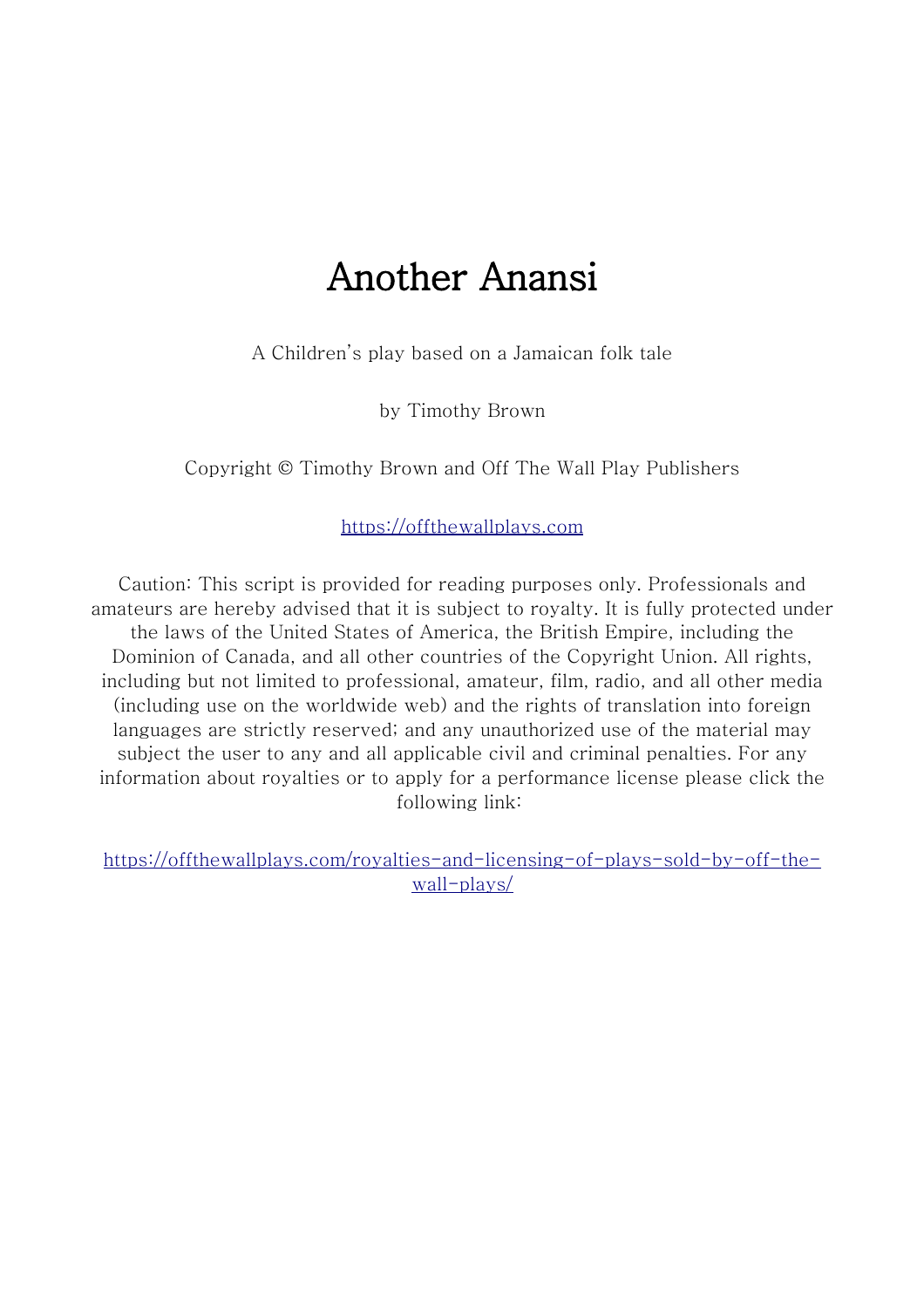# Another Anansi

A Children's play based on a Jamaican folk tale

by Timothy Brown

Copyright © Timothy Brown and Off The Wall Play Publishers

https://offthewallplays.com

Caution: This script is provided for reading purposes only. Professionals and amateurs are hereby advised that it is subject to royalty. It is fully protected under the laws of the United States of America, the British Empire, including the Dominion of Canada, and all other countries of the Copyright Union. All rights, including but not limited to professional, amateur, film, radio, and all other media (including use on the worldwide web) and the rights of translation into foreign languages are strictly reserved; and any unauthorized use of the material may subject the user to any and all applicable civil and criminal penalties. For any information about royalties or to apply for a performance license please click the following link:

https://offthewallplays.com/royalties-and-licensing-of-plays-sold-by-off-the-wall-plays/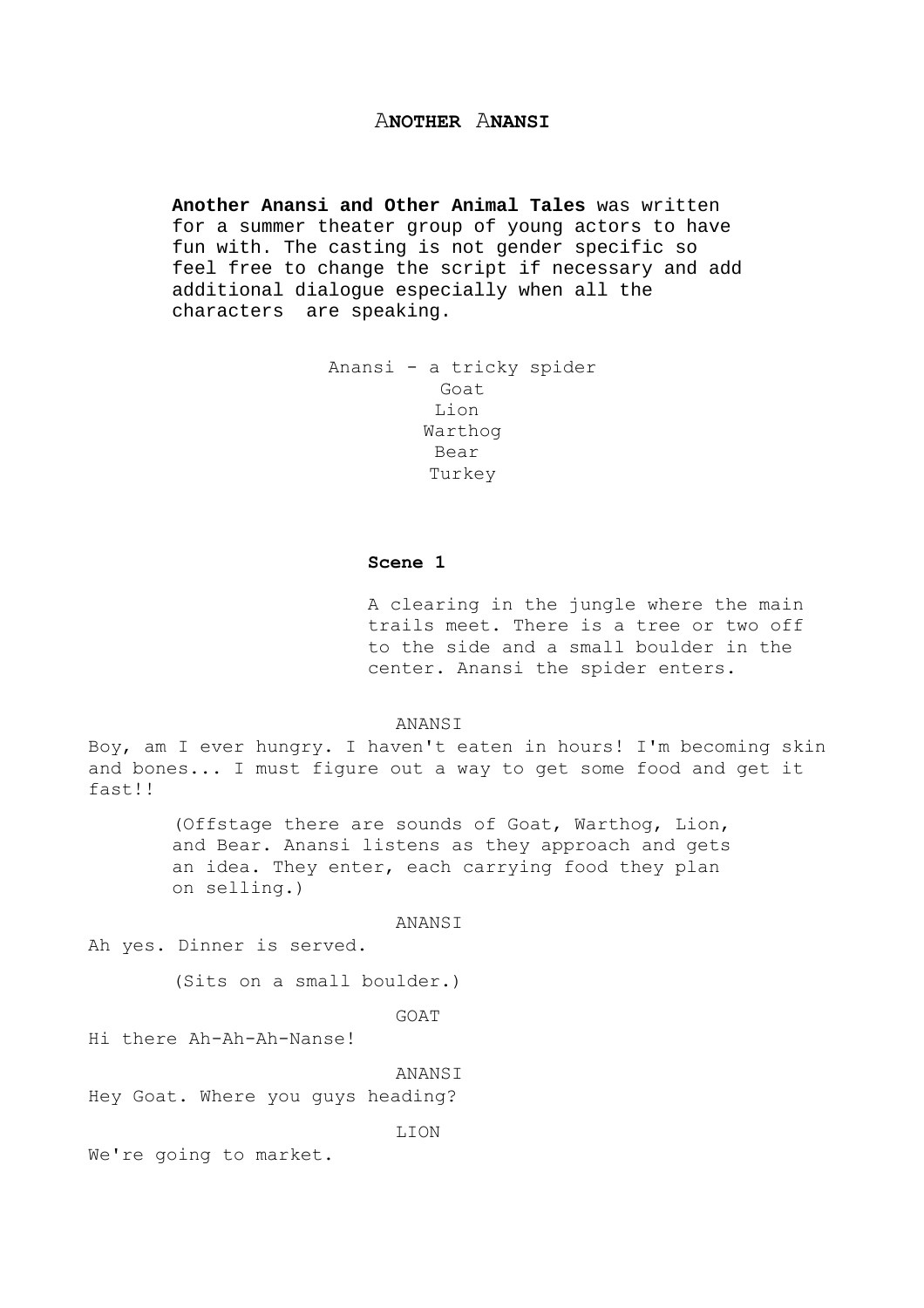# ANOTHER ANANSI

**Another Anansi and Other Animal Tales** was written for a summer theater group of young actors to have fun with. The casting is not gender specific so feel free to change the script if necessary and add additional dialogue especially when all the characters are speaking.

Anansi - a tricky spider
Goat
Lion
Warthog
Bear
Turkey

## Scene 1

A clearing in the jungle where the main trails meet. There is a tree or two off to the side and a small boulder in the center. Anansi the spider enters.

ANANSI
Boy, am I ever hungry. I haven't eaten in hours! I'm becoming skin and bones... I must figure out a way to get some food and get it fast!!

(Offstage there are sounds of Goat, Warthog, Lion, and Bear. Anansi listens as they approach and gets an idea. They enter, each carrying food they plan on selling.)

ANANSI
Ah yes. Dinner is served.

(Sits on a small boulder.)

GOAT
Hi there Ah-Ah-Ah-Nanse!

ANANSI
Hey Goat. Where you guys heading?

LION
We're going to market.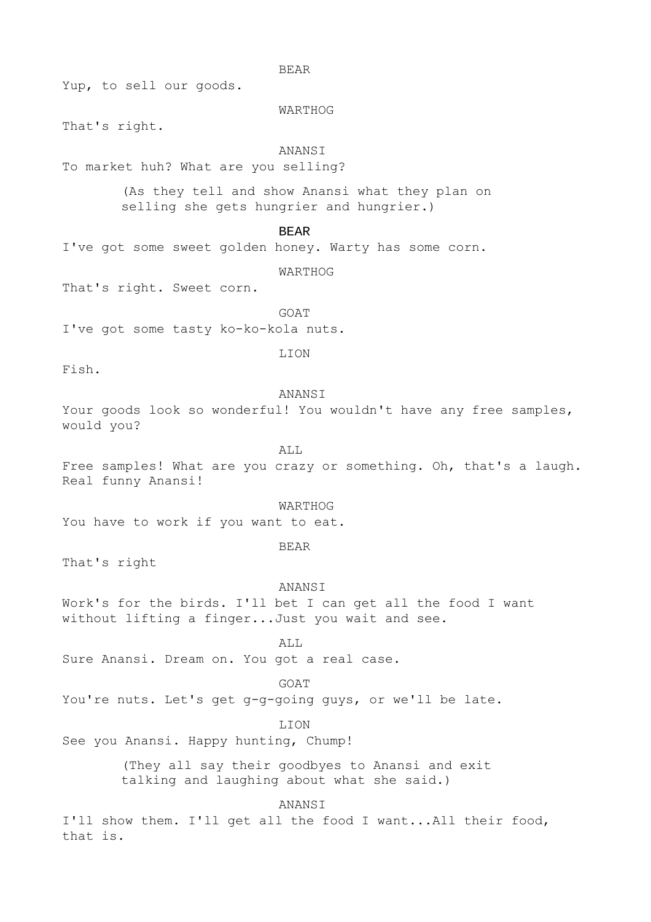BEAR

Yup, to sell our goods.

WARTHOG

That's right.

ANANSI

To market huh? What are you selling?

(As they tell and show Anansi what they plan on selling she gets hungrier and hungrier.)

BEAR

I've got some sweet golden honey. Warty has some corn.

WARTHOG

That's right. Sweet corn.

GOAT

I've got some tasty ko-ko-kola nuts.

LION

Fish.

ANANSI

Your goods look so wonderful! You wouldn't have any free samples, would you?

ALL

Free samples! What are you crazy or something. Oh, that's a laugh. Real funny Anansi!

WARTHOG

You have to work if you want to eat.

BEAR

That's right

ANANSI

Work's for the birds. I'll bet I can get all the food I want without lifting a finger...Just you wait and see.

ALL

Sure Anansi. Dream on. You got a real case.

GOAT

You're nuts. Let's get g-g-going guys, or we'll be late.

LION

See you Anansi. Happy hunting, Chump!

(They all say their goodbyes to Anansi and exit talking and laughing about what she said.)

ANANSI

I'll show them. I'll get all the food I want...All their food, that is.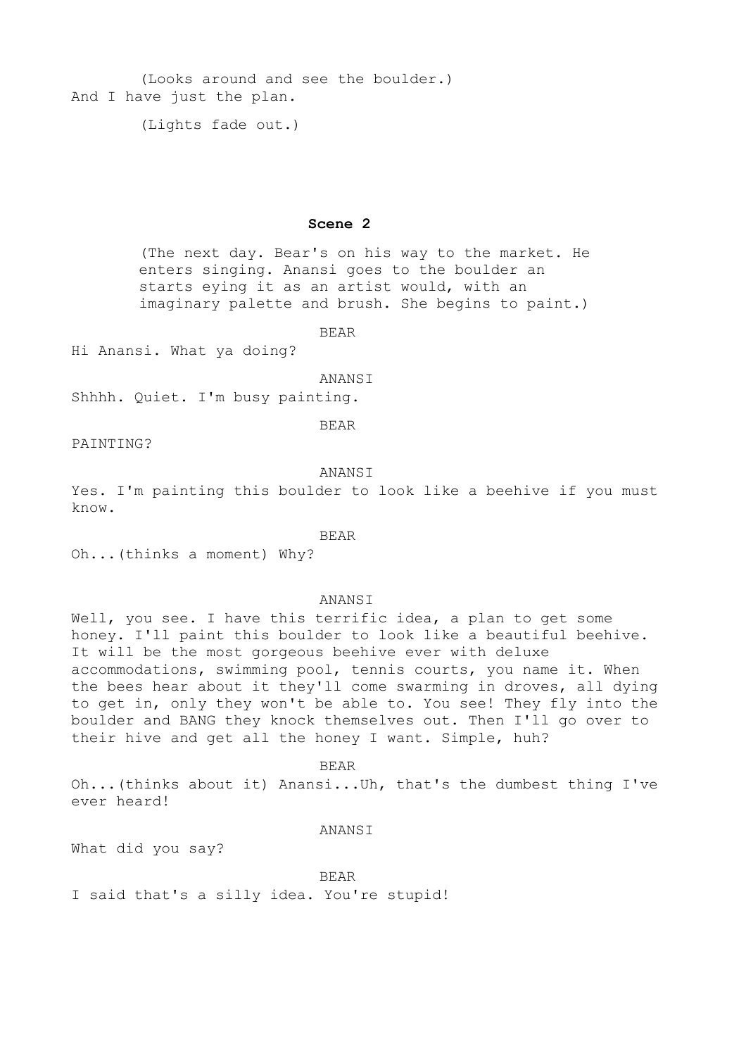(Looks around and see the boulder.)

And I have just the plan.

(Lights fade out.)

## Scene 2

(The next day. Bear's on his way to the market. He enters singing. Anansi goes to the boulder an starts eying it as an artist would, with an imaginary palette and brush. She begins to paint.)

BEAR

Hi Anansi. What ya doing?

ANANSI

Shhhh. Quiet. I'm busy painting.

BEAR

PAINTING?

ANANSI

Yes. I'm painting this boulder to look like a beehive if you must know.

BEAR

Oh...(thinks a moment) Why?

ANANSI

Well, you see. I have this terrific idea, a plan to get some honey. I'll paint this boulder to look like a beautiful beehive. It will be the most gorgeous beehive ever with deluxe accommodations, swimming pool, tennis courts, you name it. When the bees hear about it they'll come swarming in droves, all dying to get in, only they won't be able to. You see! They fly into the boulder and BANG they knock themselves out. Then I'll go over to their hive and get all the honey I want. Simple, huh?

BEAR

Oh...(thinks about it) Anansi...Uh, that's the dumbest thing I've ever heard!

ANANSI

What did you say?

BEAR

I said that's a silly idea. You're stupid!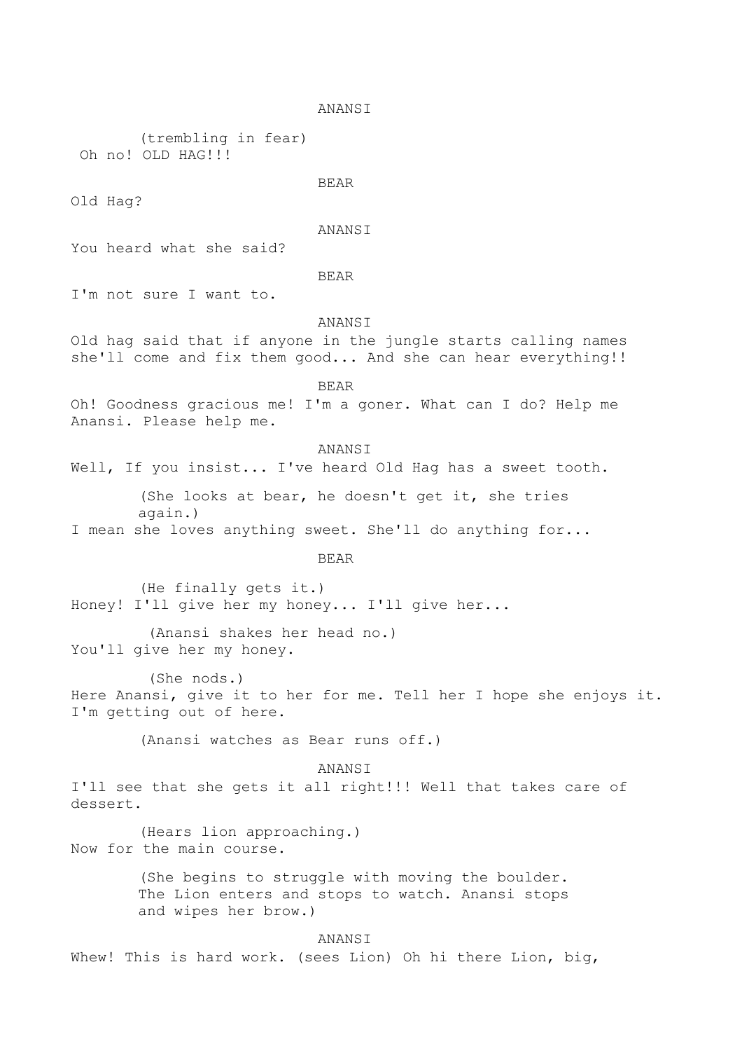ANANSI

(trembling in fear)
Oh no! OLD HAG!!!

BEAR

Old Hag?

ANANSI

You heard what she said?

BEAR

I'm not sure I want to.

ANANSI

Old hag said that if anyone in the jungle starts calling names she'll come and fix them good... And she can hear everything!!

BEAR

Oh! Goodness gracious me! I'm a goner. What can I do? Help me Anansi. Please help me.

ANANSI

Well, If you insist... I've heard Old Hag has a sweet tooth.

(She looks at bear, he doesn't get it, she tries again.)

I mean she loves anything sweet. She'll do anything for...

BEAR

(He finally gets it.)

Honey! I'll give her my honey... I'll give her...

(Anansi shakes her head no.)

You'll give her my honey.

(She nods.)

Here Anansi, give it to her for me. Tell her I hope she enjoys it. I'm getting out of here.

(Anansi watches as Bear runs off.)

ANANSI

I'll see that she gets it all right!!! Well that takes care of dessert.

(Hears lion approaching.)

Now for the main course.

(She begins to struggle with moving the boulder. The Lion enters and stops to watch. Anansi stops and wipes her brow.)

ANANSI

Whew! This is hard work. (sees Lion) Oh hi there Lion, big,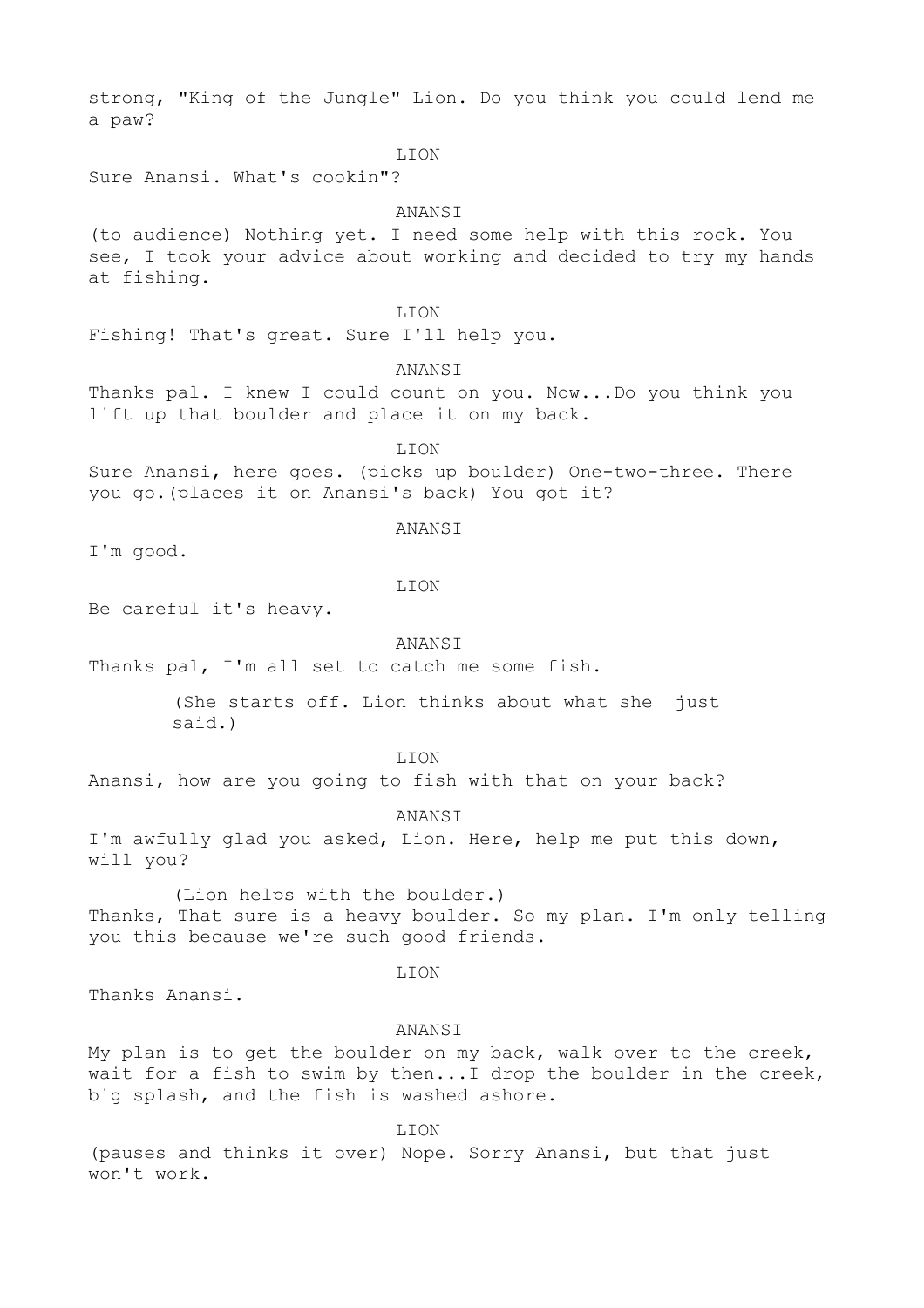strong, "King of the Jungle" Lion. Do you think you could lend me a paw?

LION

Sure Anansi. What's cookin"?

ANANSI

(to audience) Nothing yet. I need some help with this rock. You see, I took your advice about working and decided to try my hands at fishing.

LION

Fishing! That's great. Sure I'll help you.

ANANSI

Thanks pal. I knew I could count on you. Now...Do you think you lift up that boulder and place it on my back.

LION

Sure Anansi, here goes. (picks up boulder) One-two-three. There you go.(places it on Anansi's back) You got it?

ANANSI

I'm good.

LION

Be careful it's heavy.

ANANSI

Thanks pal, I'm all set to catch me some fish.

(She starts off. Lion thinks about what she just said.)

LION

Anansi, how are you going to fish with that on your back?

ANANSI

I'm awfully glad you asked, Lion. Here, help me put this down, will you?

(Lion helps with the boulder.)

Thanks, That sure is a heavy boulder. So my plan. I'm only telling you this because we're such good friends.

LION

Thanks Anansi.

ANANSI

My plan is to get the boulder on my back, walk over to the creek, wait for a fish to swim by then...I drop the boulder in the creek, big splash, and the fish is washed ashore.

LION

(pauses and thinks it over) Nope. Sorry Anansi, but that just won't work.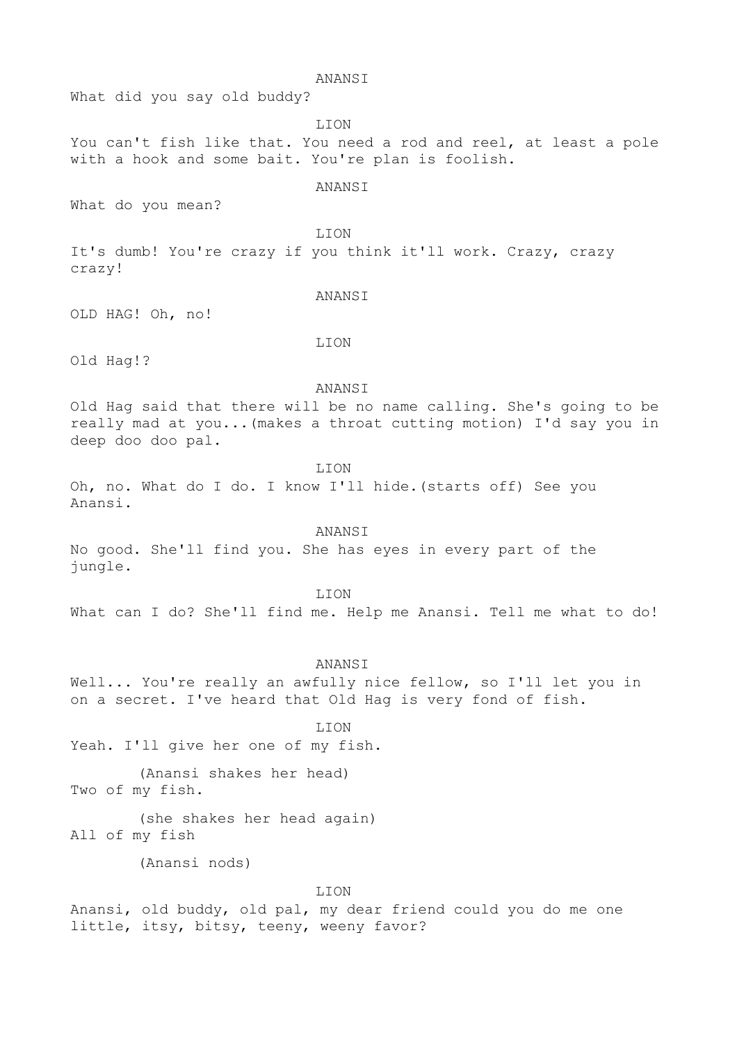ANANSI

What did you say old buddy?

LION

You can't fish like that. You need a rod and reel, at least a pole with a hook and some bait. You're plan is foolish.

ANANSI

What do you mean?

LION

It's dumb! You're crazy if you think it'll work. Crazy, crazy crazy!

ANANSI

OLD HAG! Oh, no!

LION

Old Hag!?

ANANSI

Old Hag said that there will be no name calling. She's going to be really mad at you...(makes a throat cutting motion) I'd say you in deep doo doo pal.

LION

Oh, no. What do I do. I know I'll hide.(starts off) See you Anansi.

ANANSI

No good. She'll find you. She has eyes in every part of the jungle.

LION

What can I do? She'll find me. Help me Anansi. Tell me what to do!

ANANSI

Well... You're really an awfully nice fellow, so I'll let you in on a secret. I've heard that Old Hag is very fond of fish.

LION

Yeah. I'll give her one of my fish.

(Anansi shakes her head)

Two of my fish.

(she shakes her head again)

All of my fish

(Anansi nods)

LION

Anansi, old buddy, old pal, my dear friend could you do me one little, itsy, bitsy, teeny, weeny favor?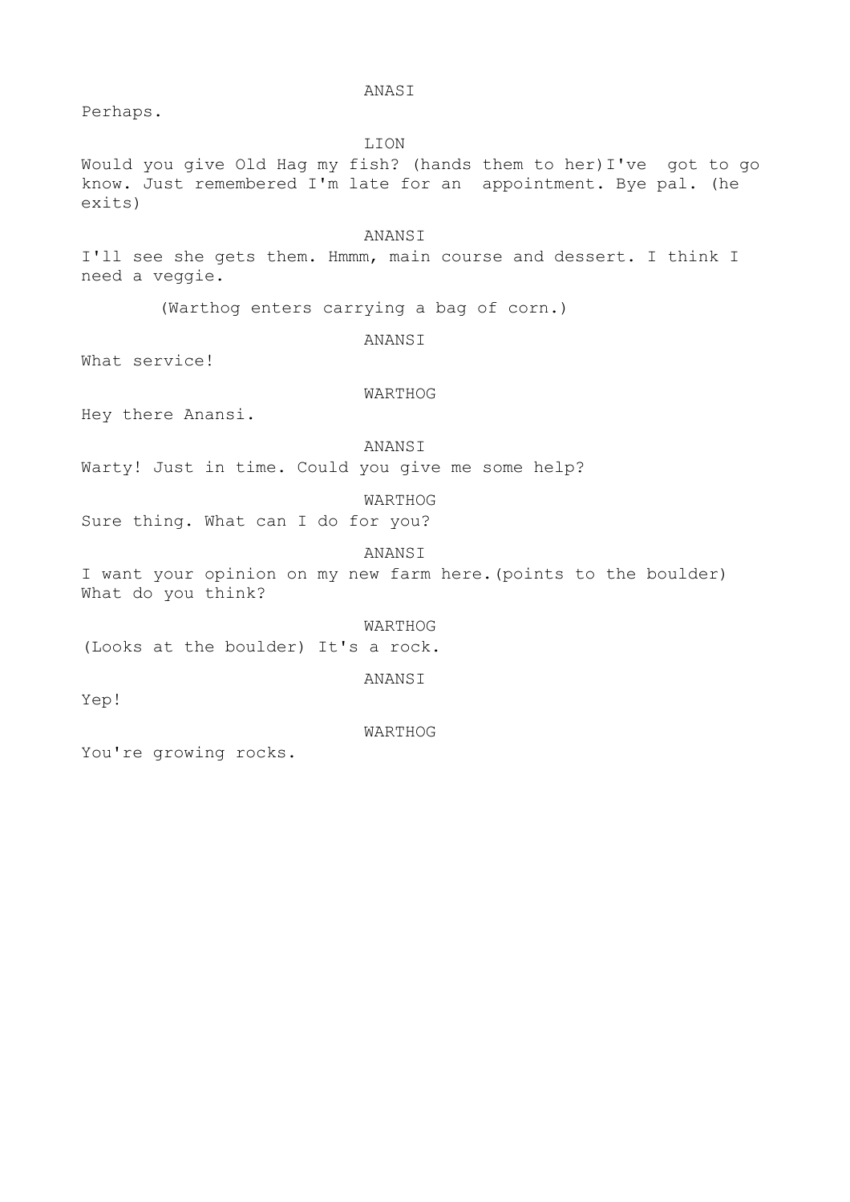ANASI

Perhaps.

LION

Would you give Old Hag my fish? (hands them to her)I've got to go know. Just remembered I'm late for an appointment. Bye pal. (he exits)

ANANSI

I'll see she gets them. Hmmm, main course and dessert. I think I need a veggie.

(Warthog enters carrying a bag of corn.)

ANANSI

What service!

WARTHOG

Hey there Anansi.

ANANSI

Warty! Just in time. Could you give me some help?

WARTHOG

Sure thing. What can I do for you?

ANANSI

I want your opinion on my new farm here.(points to the boulder) What do you think?

WARTHOG

(Looks at the boulder) It's a rock.

ANANSI

Yep!

WARTHOG

You're growing rocks.